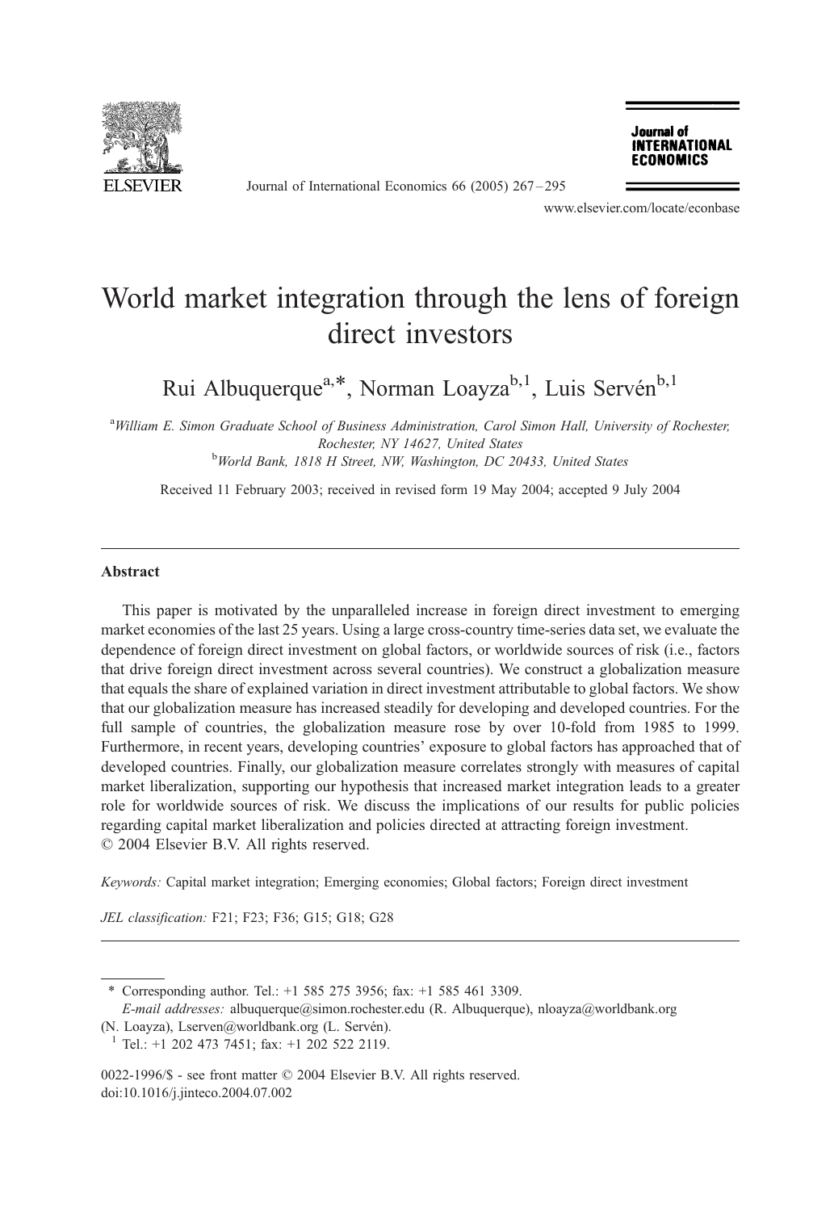# World market integration through the lens of foreign direct investors

Rui Albuquerque[a,*], Norman Loayza[b,1], Luis Servén[b,1]

[a] *William E. Simon Graduate School of Business Administration, Carol Simon Hall, University of Rochester, Rochester, NY 14627, United States*

[b] *World Bank, 1818 H Street, NW, Washington, DC 20433, United States*

Received 11 February 2003; received in revised form 19 May 2004; accepted 9 July 2004

## Abstract

This paper is motivated by the unparalleled increase in foreign direct investment to emerging market economies of the last 25 years. Using a large cross-country time-series data set, we evaluate the dependence of foreign direct investment on global factors, or worldwide sources of risk (i.e., factors that drive foreign direct investment across several countries). We construct a globalization measure that equals the share of explained variation in direct investment attributable to global factors. We show that our globalization measure has increased steadily for developing and developed countries. For the full sample of countries, the globalization measure rose by over 10-fold from 1985 to 1999. Furthermore, in recent years, developing countries' exposure to global factors has approached that of developed countries. Finally, our globalization measure correlates strongly with measures of capital market liberalization, supporting our hypothesis that increased market integration leads to a greater role for worldwide sources of risk. We discuss the implications of our results for public policies regarding capital market liberalization and policies directed at attracting foreign investment.

© 2004 Elsevier B.V. All rights reserved.

*Keywords:* Capital market integration; Emerging economies; Global factors; Foreign direct investment

*JEL classification:* F21; F23; F36; G15; G18; G28

---

\* Corresponding author. Tel.: +1 585 275 3956; fax: +1 585 461 3309.

*E-mail addresses:* albuquerque@simon.rochester.edu (R. Albuquerque), nloayza@worldbank.org (N. Loayza), Lserven@worldbank.org (L. Servén).

[1] Tel.: +1 202 473 7451; fax: +1 202 522 2119.

0022-1996/$ - see front matter © 2004 Elsevier B.V. All rights reserved.

doi:10.1016/j.jinteco.2004.07.002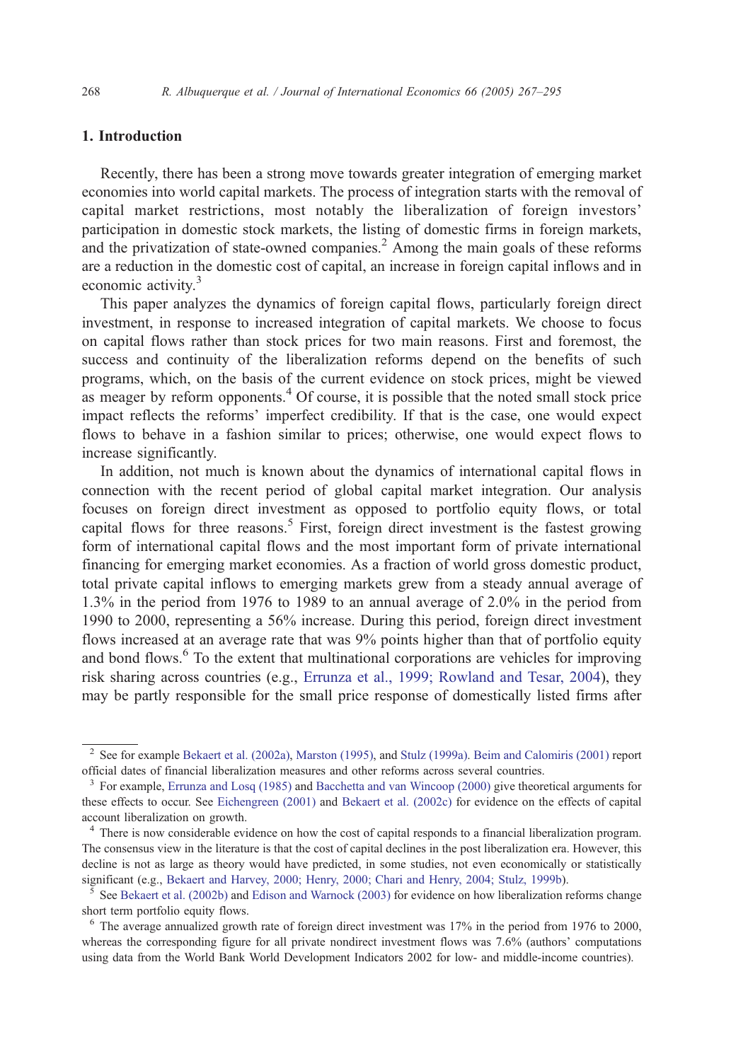## 1. Introduction

Recently, there has been a strong move towards greater integration of emerging market economies into world capital markets. The process of integration starts with the removal of capital market restrictions, most notably the liberalization of foreign investors' participation in domestic stock markets, the listing of domestic firms in foreign markets, and the privatization of state-owned companies.[2] Among the main goals of these reforms are a reduction in the domestic cost of capital, an increase in foreign capital inflows and in economic activity.[3]

This paper analyzes the dynamics of foreign capital flows, particularly foreign direct investment, in response to increased integration of capital markets. We choose to focus on capital flows rather than stock prices for two main reasons. First and foremost, the success and continuity of the liberalization reforms depend on the benefits of such programs, which, on the basis of the current evidence on stock prices, might be viewed as meager by reform opponents.[4] Of course, it is possible that the noted small stock price impact reflects the reforms' imperfect credibility. If that is the case, one would expect flows to behave in a fashion similar to prices; otherwise, one would expect flows to increase significantly.

In addition, not much is known about the dynamics of international capital flows in connection with the recent period of global capital market integration. Our analysis focuses on foreign direct investment as opposed to portfolio equity flows, or total capital flows for three reasons.[5] First, foreign direct investment is the fastest growing form of international capital flows and the most important form of private international financing for emerging market economies. As a fraction of world gross domestic product, total private capital inflows to emerging markets grew from a steady annual average of 1.3% in the period from 1976 to 1989 to an annual average of 2.0% in the period from 1990 to 2000, representing a 56% increase. During this period, foreign direct investment flows increased at an average rate that was 9% points higher than that of portfolio equity and bond flows.[6] To the extent that multinational corporations are vehicles for improving risk sharing across countries (e.g., Errunza et al., 1999; Rowland and Tesar, 2004), they may be partly responsible for the small price response of domestically listed firms after

---

[2] See for example Bekaert et al. (2002a), Marston (1995), and Stulz (1999a). Beim and Calomiris (2001) report official dates of financial liberalization measures and other reforms across several countries.

[3] For example, Errunza and Losq (1985) and Bacchetta and van Wincoop (2000) give theoretical arguments for these effects to occur. See Eichengreen (2001) and Bekaert et al. (2002c) for evidence on the effects of capital account liberalization on growth.

[4] There is now considerable evidence on how the cost of capital responds to a financial liberalization program. The consensus view in the literature is that the cost of capital declines in the post liberalization era. However, this decline is not as large as theory would have predicted, in some studies, not even economically or statistically significant (e.g., Bekaert and Harvey, 2000; Henry, 2000; Chari and Henry, 2004; Stulz, 1999b).

[5] See Bekaert et al. (2002b) and Edison and Warnock (2003) for evidence on how liberalization reforms change short term portfolio equity flows.

[6] The average annualized growth rate of foreign direct investment was 17% in the period from 1976 to 2000, whereas the corresponding figure for all private nondirect investment flows was 7.6% (authors' computations using data from the World Bank World Development Indicators 2002 for low- and middle-income countries).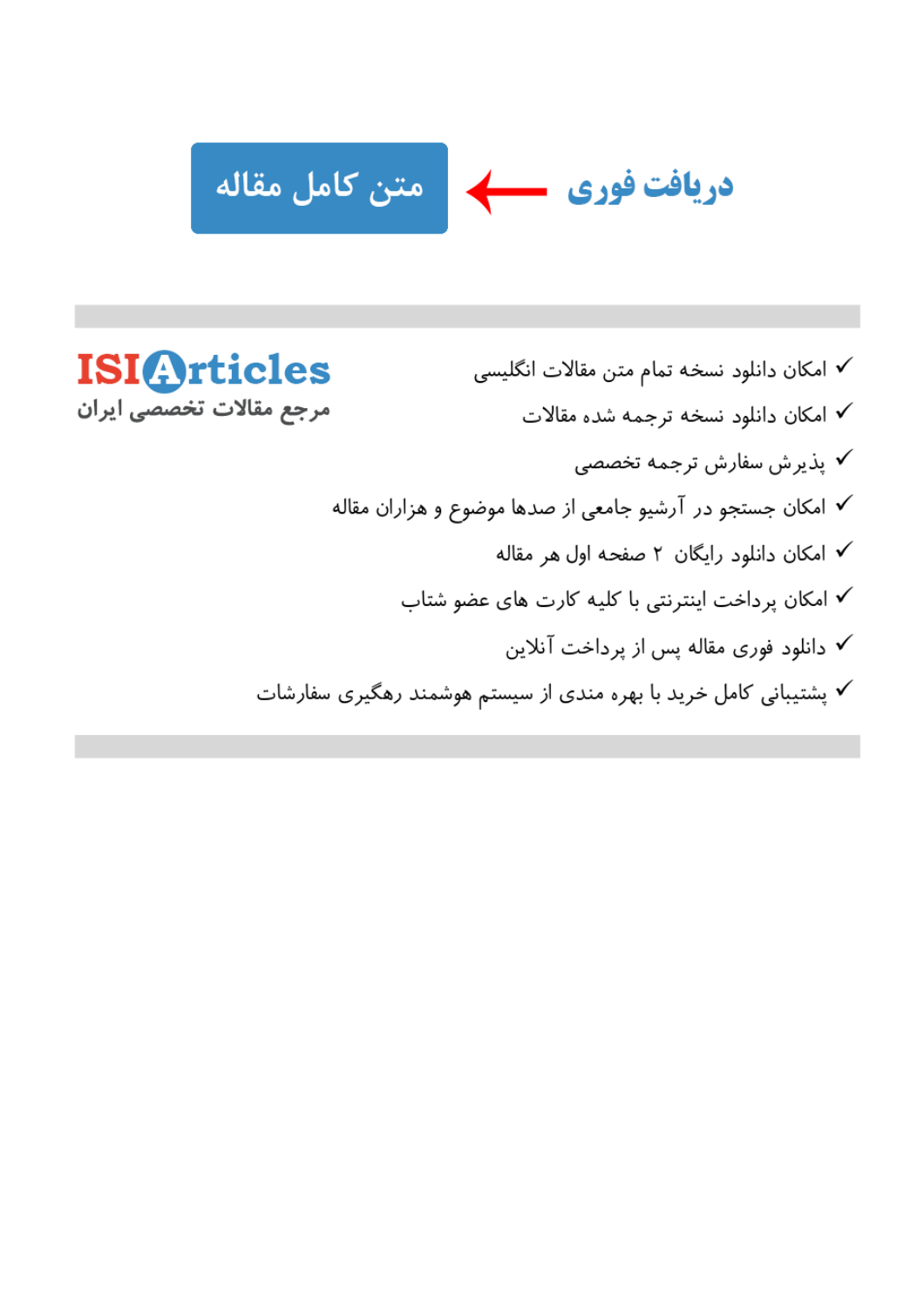دریافت فوری ← متن کامل مقاله

**ISIArticles**
مرجع مقالات تخصصی ایران

- ✓ امکان دانلود نسخه تمام متن مقالات انگلیسی
- ✓ امکان دانلود نسخه ترجمه شده مقالات
- ✓ پذیرش سفارش ترجمه تخصصی
- ✓ امکان جستجو در آرشیو جامعی از صدها موضوع و هزاران مقاله
- ✓ امکان دانلود رایگان ۲ صفحه اول هر مقاله
- ✓ امکان پرداخت اینترنتی با کلیه کارت های عضو شتاب
- ✓ دانلود فوری مقاله پس از پرداخت آنلاین
- ✓ پشتیبانی کامل خرید با بهره مندی از سیستم هوشمند رهگیری سفارشات